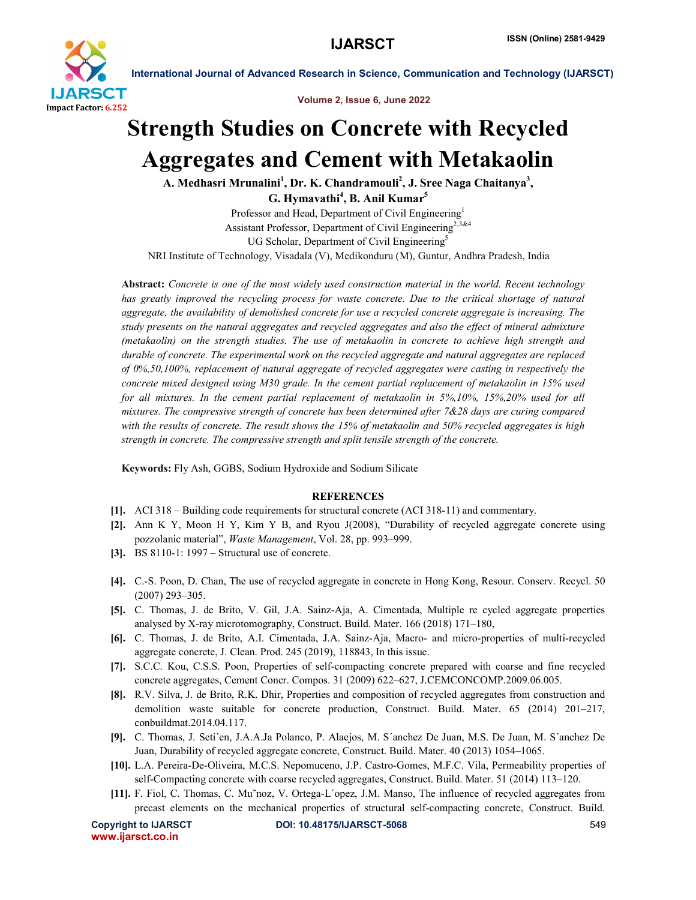# Strength Studies on Concrete with Recycled Aggregates and Cement with Metakaolin

**A. Medhasri Mrunalini[1], Dr. K. Chandramouli[2], J. Sree Naga Chaitanya[3], G. Hymavathi[4], B. Anil Kumar[5]**

Professor and Head, Department of Civil Engineering[1]

Assistant Professor, Department of Civil Engineering[2,3&4]

UG Scholar, Department of Civil Engineering[5]

NRI Institute of Technology, Visadala (V), Medikonduru (M), Guntur, Andhra Pradesh, India

**Abstract:** *Concrete is one of the most widely used construction material in the world. Recent technology has greatly improved the recycling process for waste concrete. Due to the critical shortage of natural aggregate, the availability of demolished concrete for use a recycled concrete aggregate is increasing. The study presents on the natural aggregates and recycled aggregates and also the effect of mineral admixture (metakaolin) on the strength studies. The use of metakaolin in concrete to achieve high strength and durable of concrete. The experimental work on the recycled aggregate and natural aggregates are replaced of 0%,50,100%, replacement of natural aggregate of recycled aggregates were casting in respectively the concrete mixed designed using M30 grade. In the cement partial replacement of metakaolin in 15% used for all mixtures. In the cement partial replacement of metakaolin in 5%,10%, 15%,20% used for all mixtures. The compressive strength of concrete has been determined after 7&28 days are curing compared with the results of concrete. The result shows the 15% of metakaolin and 50% recycled aggregates is high strength in concrete. The compressive strength and split tensile strength of the concrete.*

**Keywords:** Fly Ash, GGBS, Sodium Hydroxide and Sodium Silicate

## REFERENCES

**[1].** ACI 318 – Building code requirements for structural concrete (ACI 318-11) and commentary.

**[2].** Ann K Y, Moon H Y, Kim Y B, and Ryou J(2008), "Durability of recycled aggregate concrete using pozzolanic material", *Waste Management*, Vol. 28, pp. 993–999.

**[3].** BS 8110-1: 1997 – Structural use of concrete.

**[4].** C.-S. Poon, D. Chan, The use of recycled aggregate in concrete in Hong Kong, Resour. Conserv. Recycl. 50 (2007) 293–305.

**[5].** C. Thomas, J. de Brito, V. Gil, J.A. Sainz-Aja, A. Cimentada, Multiple re cycled aggregate properties analysed by X-ray microtomography, Construct. Build. Mater. 166 (2018) 171–180,

**[6].** C. Thomas, J. de Brito, A.I. Cimentada, J.A. Sainz-Aja, Macro- and micro-properties of multi-recycled aggregate concrete, J. Clean. Prod. 245 (2019), 118843, In this issue.

**[7].** S.C.C. Kou, C.S.S. Poon, Properties of self-compacting concrete prepared with coarse and fine recycled concrete aggregates, Cement Concr. Compos. 31 (2009) 622–627, J.CEMCONCOMP.2009.06.005.

**[8].** R.V. Silva, J. de Brito, R.K. Dhir, Properties and composition of recycled aggregates from construction and demolition waste suitable for concrete production, Construct. Build. Mater. 65 (2014) 201–217, conbuildmat.2014.04.117.

**[9].** C. Thomas, J. Seti´en, J.A.A.Ja Polanco, P. Alaejos, M. S´anchez De Juan, M.S. De Juan, M. S´anchez De Juan, Durability of recycled aggregate concrete, Construct. Build. Mater. 40 (2013) 1054–1065.

**[10].** L.A. Pereira-De-Oliveira, M.C.S. Nepomuceno, J.P. Castro-Gomes, M.F.C. Vila, Permeability properties of self-Compacting concrete with coarse recycled aggregates, Construct. Build. Mater. 51 (2014) 113–120.

**[11].** F. Fiol, C. Thomas, C. Mu˜noz, V. Ortega-L´opez, J.M. Manso, The influence of recycled aggregates from precast elements on the mechanical properties of structural self-compacting concrete, Construct. Build.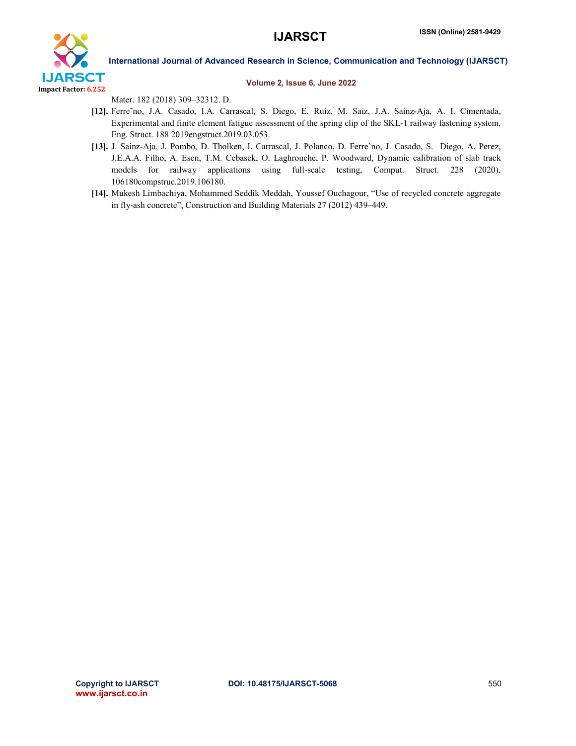Mater. 182 (2018) 309–32312. D.

**[12].** Ferre˜no, J.A. Casado, I.A. Carrascal, S. Diego, E. Ruiz, M. Saiz, J.A. Sainz-Aja, A. I. Cimentada, Experimental and finite element fatigue assessment of the spring clip of the SKL-1 railway fastening system, Eng. Struct. 188 2019engstruct.2019.03.053.

**[13].** J. Sainz-Aja, J. Pombo, D. Tholken, I. Carrascal, J. Polanco, D. Ferre˜no, J. Casado, S. Diego, A. Perez, J.E.A.A. Filho, A. Esen, T.M. Cebasek, O. Laghrouche, P. Woodward, Dynamic calibration of slab track models for railway applications using full-scale testing, Comput. Struct. 228 (2020), 106180compstruc.2019.106180.

**[14].** Mukesh Limbachiya, Mohammed Seddik Meddah, Youssef Ouchagour, "Use of recycled concrete aggregate in fly-ash concrete", Construction and Building Materials 27 (2012) 439–449.